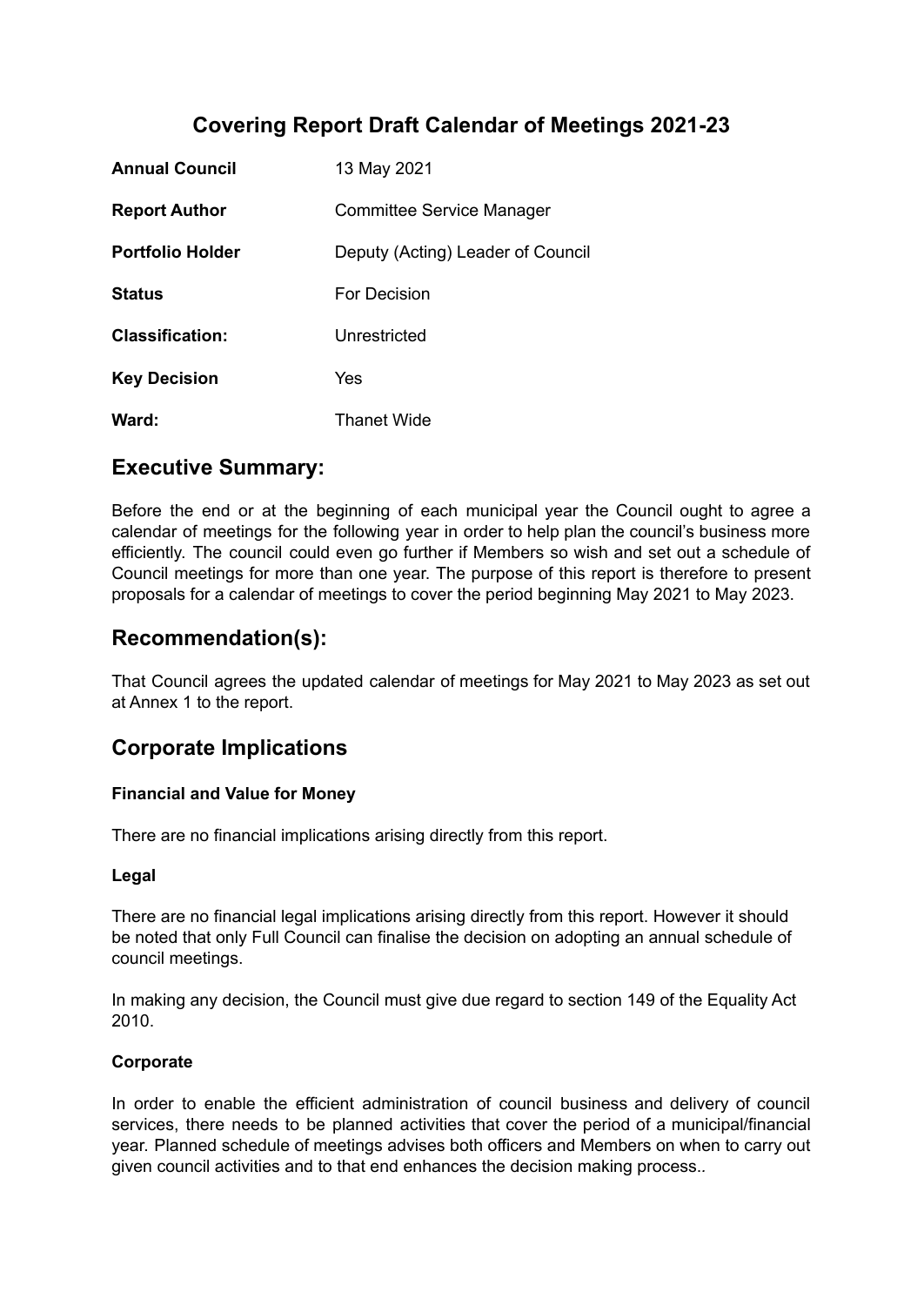# Covering Report Draft Calendar of Meetings 2021-23

| | |
|---|---|
| **Annual Council** | 13 May 2021 |
| **Report Author** | Committee Service Manager |
| **Portfolio Holder** | Deputy (Acting) Leader of Council |
| **Status** | For Decision |
| **Classification:** | Unrestricted |
| **Key Decision** | Yes |
| **Ward:** | Thanet Wide |

## Executive Summary:

Before the end or at the beginning of each municipal year the Council ought to agree a calendar of meetings for the following year in order to help plan the council's business more efficiently. The council could even go further if Members so wish and set out a schedule of Council meetings for more than one year. The purpose of this report is therefore to present proposals for a calendar of meetings to cover the period beginning May 2021 to May 2023.

## Recommendation(s):

That Council agrees the updated calendar of meetings for May 2021 to May 2023 as set out at Annex 1 to the report.

## Corporate Implications

### Financial and Value for Money

There are no financial implications arising directly from this report.

### Legal

There are no financial legal implications arising directly from this report. However it should be noted that only Full Council can finalise the decision on adopting an annual schedule of council meetings.

In making any decision, the Council must give due regard to section 149 of the Equality Act 2010.

### Corporate

In order to enable the efficient administration of council business and delivery of council services, there needs to be planned activities that cover the period of a municipal/financial year. Planned schedule of meetings advises both officers and Members on when to carry out given council activities and to that end enhances the decision making process..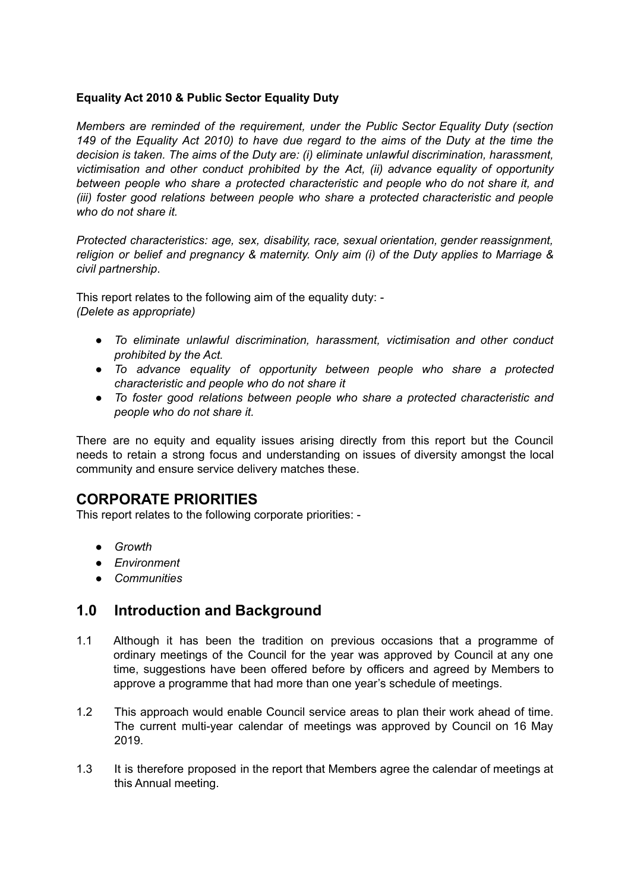**Equality Act 2010 & Public Sector Equality Duty**

*Members are reminded of the requirement, under the Public Sector Equality Duty (section 149 of the Equality Act 2010) to have due regard to the aims of the Duty at the time the decision is taken. The aims of the Duty are: (i) eliminate unlawful discrimination, harassment, victimisation and other conduct prohibited by the Act, (ii) advance equality of opportunity between people who share a protected characteristic and people who do not share it, and (iii) foster good relations between people who share a protected characteristic and people who do not share it.*

*Protected characteristics: age, sex, disability, race, sexual orientation, gender reassignment, religion or belief and pregnancy & maternity. Only aim (i) of the Duty applies to Marriage & civil partnership*.

This report relates to the following aim of the equality duty: -
*(Delete as appropriate)*

- *To eliminate unlawful discrimination, harassment, victimisation and other conduct prohibited by the Act.*
- *To advance equality of opportunity between people who share a protected characteristic and people who do not share it*
- *To foster good relations between people who share a protected characteristic and people who do not share it.*

There are no equity and equality issues arising directly from this report but the Council needs to retain a strong focus and understanding on issues of diversity amongst the local community and ensure service delivery matches these.

## CORPORATE PRIORITIES

This report relates to the following corporate priorities: -

- *Growth*
- *Environment*
- *Communities*

## 1.0 Introduction and Background

1.1 Although it has been the tradition on previous occasions that a programme of ordinary meetings of the Council for the year was approved by Council at any one time, suggestions have been offered before by officers and agreed by Members to approve a programme that had more than one year's schedule of meetings.

1.2 This approach would enable Council service areas to plan their work ahead of time. The current multi-year calendar of meetings was approved by Council on 16 May 2019.

1.3 It is therefore proposed in the report that Members agree the calendar of meetings at this Annual meeting.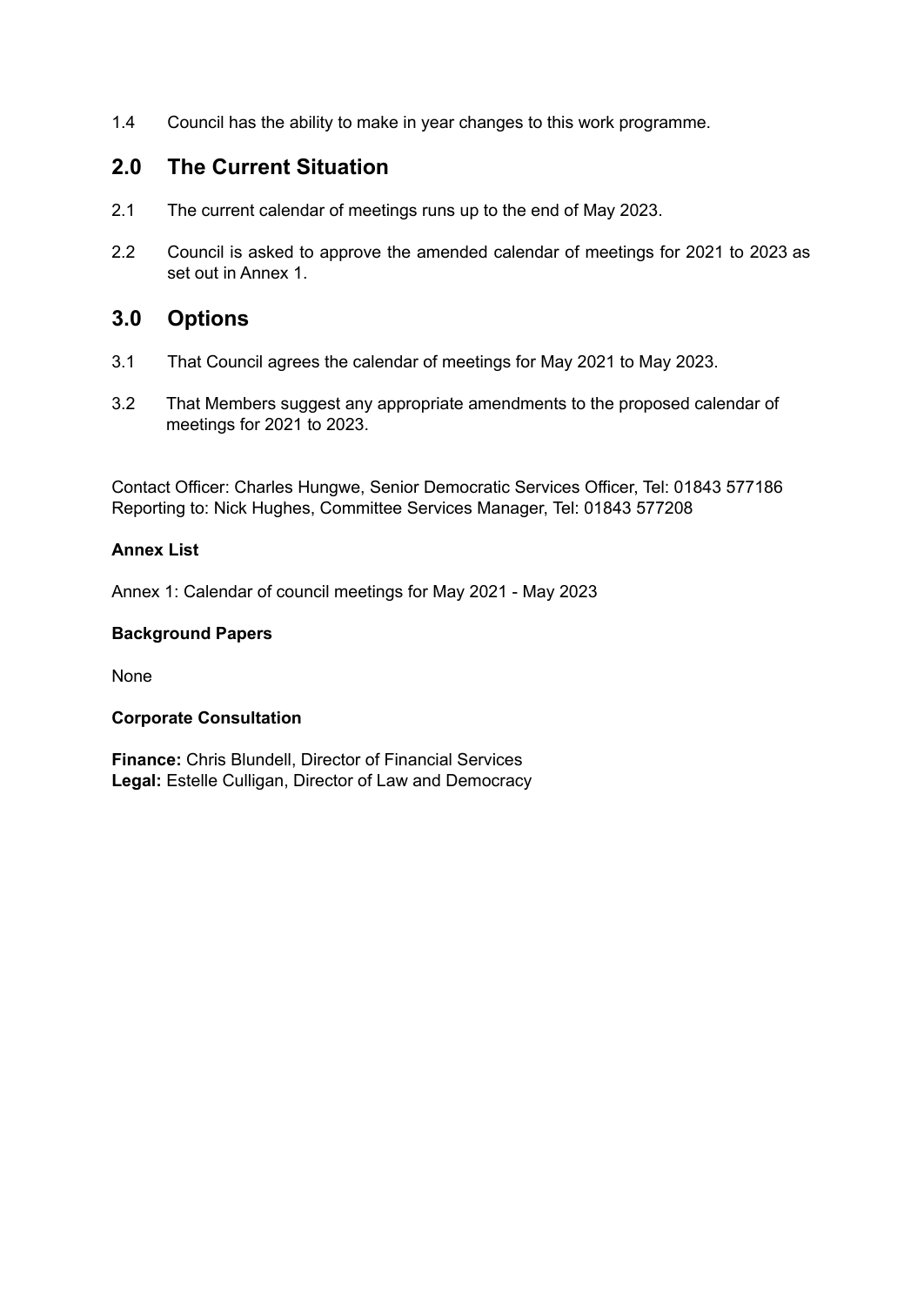1.4 Council has the ability to make in year changes to this work programme.

## 2.0 The Current Situation

2.1 The current calendar of meetings runs up to the end of May 2023.

2.2 Council is asked to approve the amended calendar of meetings for 2021 to 2023 as set out in Annex 1.

## 3.0 Options

3.1 That Council agrees the calendar of meetings for May 2021 to May 2023.

3.2 That Members suggest any appropriate amendments to the proposed calendar of meetings for 2021 to 2023.

Contact Officer: Charles Hungwe, Senior Democratic Services Officer, Tel: 01843 577186
Reporting to: Nick Hughes, Committee Services Manager, Tel: 01843 577208

**Annex List**

Annex 1: Calendar of council meetings for May 2021 - May 2023

**Background Papers**

None

**Corporate Consultation**

**Finance:** Chris Blundell, Director of Financial Services
**Legal:** Estelle Culligan, Director of Law and Democracy